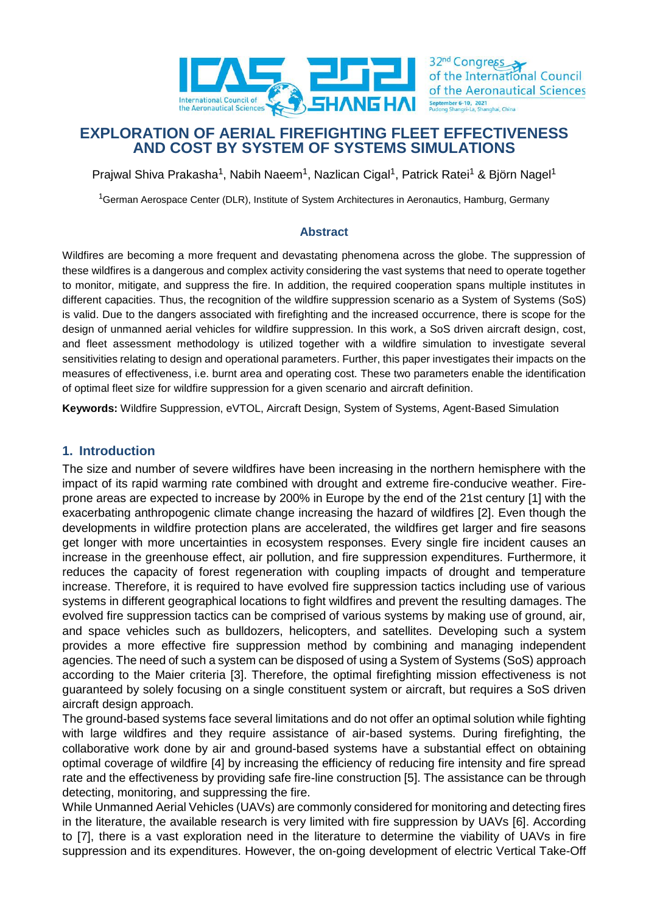# EXPLORATION OF AERIAL FIREFIGHTING FLEET EFFECTIVENESS AND COST BY SYSTEM OF SYSTEMS SIMULATIONS

Prajwal Shiva Prakasha[1], Nabih Naeem[1], Nazlican Cigal[1], Patrick Ratei[1] & Björn Nagel[1]

[1]German Aerospace Center (DLR), Institute of System Architectures in Aeronautics, Hamburg, Germany

## Abstract

Wildfires are becoming a more frequent and devastating phenomena across the globe. The suppression of these wildfires is a dangerous and complex activity considering the vast systems that need to operate together to monitor, mitigate, and suppress the fire. In addition, the required cooperation spans multiple institutes in different capacities. Thus, the recognition of the wildfire suppression scenario as a System of Systems (SoS) is valid. Due to the dangers associated with firefighting and the increased occurrence, there is scope for the design of unmanned aerial vehicles for wildfire suppression. In this work, a SoS driven aircraft design, cost, and fleet assessment methodology is utilized together with a wildfire simulation to investigate several sensitivities relating to design and operational parameters. Further, this paper investigates their impacts on the measures of effectiveness, i.e. burnt area and operating cost. These two parameters enable the identification of optimal fleet size for wildfire suppression for a given scenario and aircraft definition.

**Keywords:** Wildfire Suppression, eVTOL, Aircraft Design, System of Systems, Agent-Based Simulation

## 1. Introduction

The size and number of severe wildfires have been increasing in the northern hemisphere with the impact of its rapid warming rate combined with drought and extreme fire-conducive weather. Fire-prone areas are expected to increase by 200% in Europe by the end of the 21st century [1] with the exacerbating anthropogenic climate change increasing the hazard of wildfires [2]. Even though the developments in wildfire protection plans are accelerated, the wildfires get larger and fire seasons get longer with more uncertainties in ecosystem responses. Every single fire incident causes an increase in the greenhouse effect, air pollution, and fire suppression expenditures. Furthermore, it reduces the capacity of forest regeneration with coupling impacts of drought and temperature increase. Therefore, it is required to have evolved fire suppression tactics including use of various systems in different geographical locations to fight wildfires and prevent the resulting damages. The evolved fire suppression tactics can be comprised of various systems by making use of ground, air, and space vehicles such as bulldozers, helicopters, and satellites. Developing such a system provides a more effective fire suppression method by combining and managing independent agencies. The need of such a system can be disposed of using a System of Systems (SoS) approach according to the Maier criteria [3]. Therefore, the optimal firefighting mission effectiveness is not guaranteed by solely focusing on a single constituent system or aircraft, but requires a SoS driven aircraft design approach.

The ground-based systems face several limitations and do not offer an optimal solution while fighting with large wildfires and they require assistance of air-based systems. During firefighting, the collaborative work done by air and ground-based systems have a substantial effect on obtaining optimal coverage of wildfire [4] by increasing the efficiency of reducing fire intensity and fire spread rate and the effectiveness by providing safe fire-line construction [5]. The assistance can be through detecting, monitoring, and suppressing the fire.

While Unmanned Aerial Vehicles (UAVs) are commonly considered for monitoring and detecting fires in the literature, the available research is very limited with fire suppression by UAVs [6]. According to [7], there is a vast exploration need in the literature to determine the viability of UAVs in fire suppression and its expenditures. However, the on-going development of electric Vertical Take-Off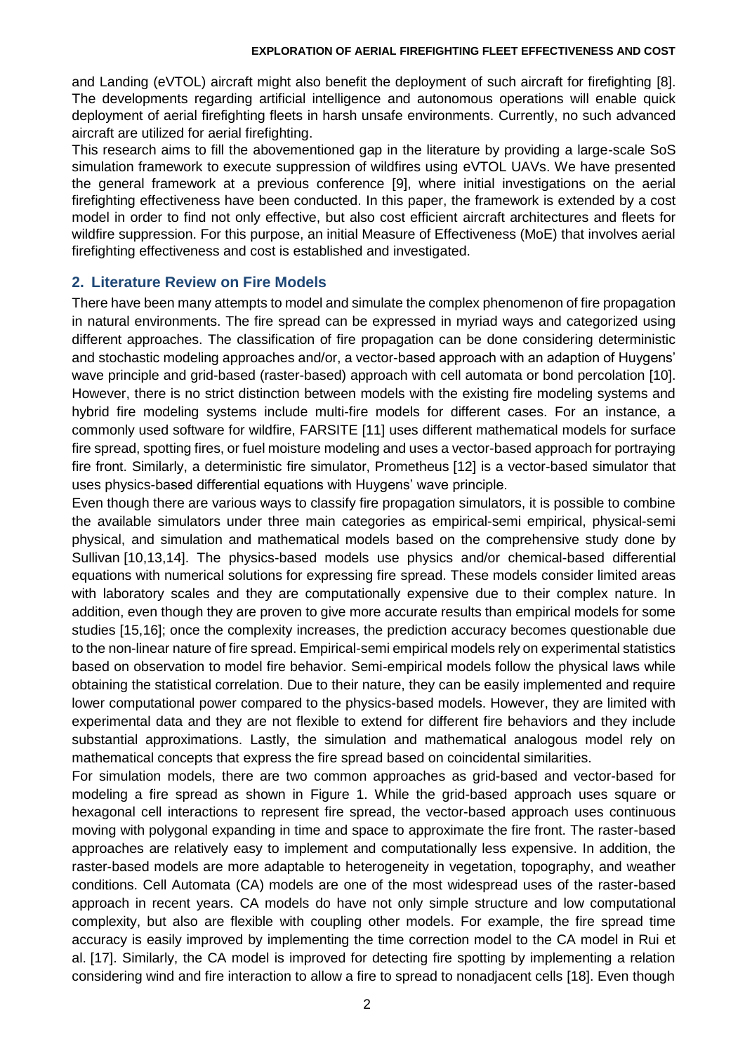and Landing (eVTOL) aircraft might also benefit the deployment of such aircraft for firefighting [8]. The developments regarding artificial intelligence and autonomous operations will enable quick deployment of aerial firefighting fleets in harsh unsafe environments. Currently, no such advanced aircraft are utilized for aerial firefighting.

This research aims to fill the abovementioned gap in the literature by providing a large-scale SoS simulation framework to execute suppression of wildfires using eVTOL UAVs. We have presented the general framework at a previous conference [9], where initial investigations on the aerial firefighting effectiveness have been conducted. In this paper, the framework is extended by a cost model in order to find not only effective, but also cost efficient aircraft architectures and fleets for wildfire suppression. For this purpose, an initial Measure of Effectiveness (MoE) that involves aerial firefighting effectiveness and cost is established and investigated.

## 2. Literature Review on Fire Models

There have been many attempts to model and simulate the complex phenomenon of fire propagation in natural environments. The fire spread can be expressed in myriad ways and categorized using different approaches. The classification of fire propagation can be done considering deterministic and stochastic modeling approaches and/or, a vector-based approach with an adaption of Huygens' wave principle and grid-based (raster-based) approach with cell automata or bond percolation [10]. However, there is no strict distinction between models with the existing fire modeling systems and hybrid fire modeling systems include multi-fire models for different cases. For an instance, a commonly used software for wildfire, FARSITE [11] uses different mathematical models for surface fire spread, spotting fires, or fuel moisture modeling and uses a vector-based approach for portraying fire front. Similarly, a deterministic fire simulator, Prometheus [12] is a vector-based simulator that uses physics-based differential equations with Huygens' wave principle.

Even though there are various ways to classify fire propagation simulators, it is possible to combine the available simulators under three main categories as empirical-semi empirical, physical-semi physical, and simulation and mathematical models based on the comprehensive study done by Sullivan [10,13,14]. The physics-based models use physics and/or chemical-based differential equations with numerical solutions for expressing fire spread. These models consider limited areas with laboratory scales and they are computationally expensive due to their complex nature. In addition, even though they are proven to give more accurate results than empirical models for some studies [15,16]; once the complexity increases, the prediction accuracy becomes questionable due to the non-linear nature of fire spread. Empirical-semi empirical models rely on experimental statistics based on observation to model fire behavior. Semi-empirical models follow the physical laws while obtaining the statistical correlation. Due to their nature, they can be easily implemented and require lower computational power compared to the physics-based models. However, they are limited with experimental data and they are not flexible to extend for different fire behaviors and they include substantial approximations. Lastly, the simulation and mathematical analogous model rely on mathematical concepts that express the fire spread based on coincidental similarities.

For simulation models, there are two common approaches as grid-based and vector-based for modeling a fire spread as shown in Figure 1. While the grid-based approach uses square or hexagonal cell interactions to represent fire spread, the vector-based approach uses continuous moving with polygonal expanding in time and space to approximate the fire front. The raster-based approaches are relatively easy to implement and computationally less expensive. In addition, the raster-based models are more adaptable to heterogeneity in vegetation, topography, and weather conditions. Cell Automata (CA) models are one of the most widespread uses of the raster-based approach in recent years. CA models do have not only simple structure and low computational complexity, but also are flexible with coupling other models. For example, the fire spread time accuracy is easily improved by implementing the time correction model to the CA model in Rui et al. [17]. Similarly, the CA model is improved for detecting fire spotting by implementing a relation considering wind and fire interaction to allow a fire to spread to nonadjacent cells [18]. Even though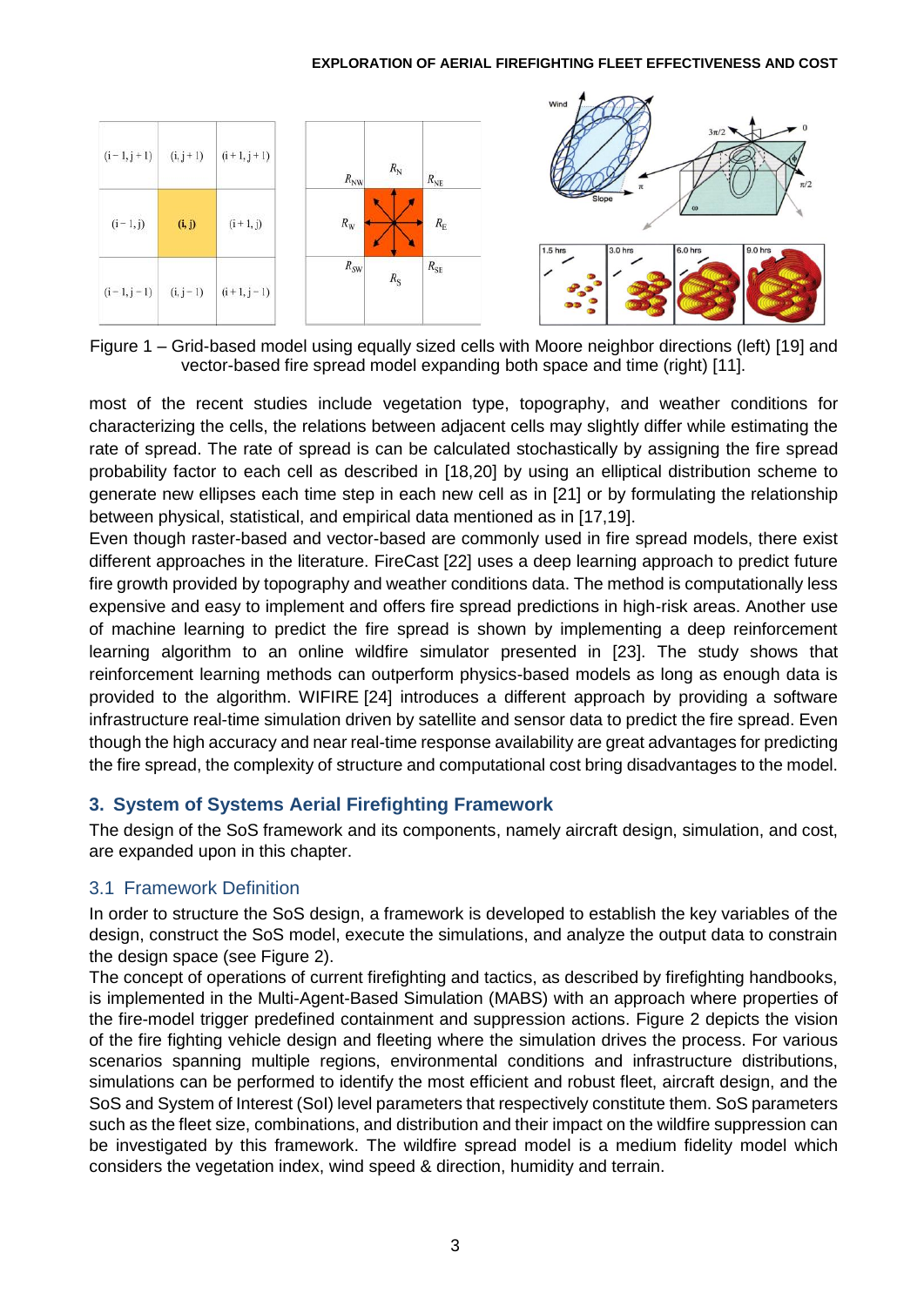Figure 1 – Grid-based model using equally sized cells with Moore neighbor directions (left) [19] and vector-based fire spread model expanding both space and time (right) [11].

most of the recent studies include vegetation type, topography, and weather conditions for characterizing the cells, the relations between adjacent cells may slightly differ while estimating the rate of spread. The rate of spread is can be calculated stochastically by assigning the fire spread probability factor to each cell as described in [18,20] by using an elliptical distribution scheme to generate new ellipses each time step in each new cell as in [21] or by formulating the relationship between physical, statistical, and empirical data mentioned as in [17,19].

Even though raster-based and vector-based are commonly used in fire spread models, there exist different approaches in the literature. FireCast [22] uses a deep learning approach to predict future fire growth provided by topography and weather conditions data. The method is computationally less expensive and easy to implement and offers fire spread predictions in high-risk areas. Another use of machine learning to predict the fire spread is shown by implementing a deep reinforcement learning algorithm to an online wildfire simulator presented in [23]. The study shows that reinforcement learning methods can outperform physics-based models as long as enough data is provided to the algorithm. WIFIRE [24] introduces a different approach by providing a software infrastructure real-time simulation driven by satellite and sensor data to predict the fire spread. Even though the high accuracy and near real-time response availability are great advantages for predicting the fire spread, the complexity of structure and computational cost bring disadvantages to the model.

## 3. System of Systems Aerial Firefighting Framework

The design of the SoS framework and its components, namely aircraft design, simulation, and cost, are expanded upon in this chapter.

### 3.1 Framework Definition

In order to structure the SoS design, a framework is developed to establish the key variables of the design, construct the SoS model, execute the simulations, and analyze the output data to constrain the design space (see Figure 2).

The concept of operations of current firefighting and tactics, as described by firefighting handbooks, is implemented in the Multi-Agent-Based Simulation (MABS) with an approach where properties of the fire-model trigger predefined containment and suppression actions. Figure 2 depicts the vision of the fire fighting vehicle design and fleeting where the simulation drives the process. For various scenarios spanning multiple regions, environmental conditions and infrastructure distributions, simulations can be performed to identify the most efficient and robust fleet, aircraft design, and the SoS and System of Interest (SoI) level parameters that respectively constitute them. SoS parameters such as the fleet size, combinations, and distribution and their impact on the wildfire suppression can be investigated by this framework. The wildfire spread model is a medium fidelity model which considers the vegetation index, wind speed & direction, humidity and terrain.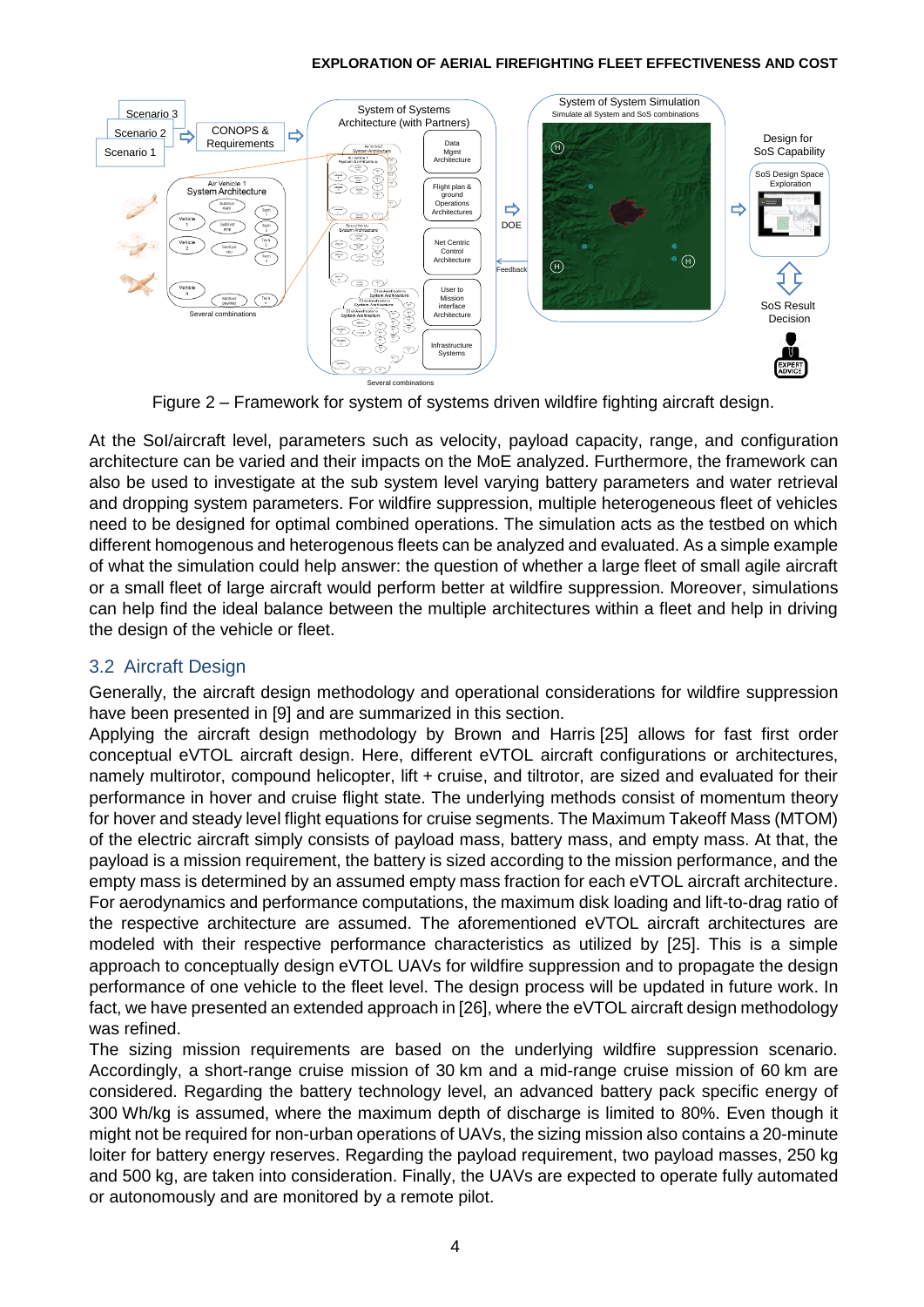Figure 2 – Framework for system of systems driven wildfire fighting aircraft design.

At the SoI/aircraft level, parameters such as velocity, payload capacity, range, and configuration architecture can be varied and their impacts on the MoE analyzed. Furthermore, the framework can also be used to investigate at the sub system level varying battery parameters and water retrieval and dropping system parameters. For wildfire suppression, multiple heterogeneous fleet of vehicles need to be designed for optimal combined operations. The simulation acts as the testbed on which different homogenous and heterogenous fleets can be analyzed and evaluated. As a simple example of what the simulation could help answer: the question of whether a large fleet of small agile aircraft or a small fleet of large aircraft would perform better at wildfire suppression. Moreover, simulations can help find the ideal balance between the multiple architectures within a fleet and help in driving the design of the vehicle or fleet.

## 3.2 Aircraft Design

Generally, the aircraft design methodology and operational considerations for wildfire suppression have been presented in [9] and are summarized in this section.

Applying the aircraft design methodology by Brown and Harris [25] allows for fast first order conceptual eVTOL aircraft design. Here, different eVTOL aircraft configurations or architectures, namely multirotor, compound helicopter, lift + cruise, and tiltrotor, are sized and evaluated for their performance in hover and cruise flight state. The underlying methods consist of momentum theory for hover and steady level flight equations for cruise segments. The Maximum Takeoff Mass (MTOM) of the electric aircraft simply consists of payload mass, battery mass, and empty mass. At that, the payload is a mission requirement, the battery is sized according to the mission performance, and the empty mass is determined by an assumed empty mass fraction for each eVTOL aircraft architecture. For aerodynamics and performance computations, the maximum disk loading and lift-to-drag ratio of the respective architecture are assumed. The aforementioned eVTOL aircraft architectures are modeled with their respective performance characteristics as utilized by [25]. This is a simple approach to conceptually design eVTOL UAVs for wildfire suppression and to propagate the design performance of one vehicle to the fleet level. The design process will be updated in future work. In fact, we have presented an extended approach in [26], where the eVTOL aircraft design methodology was refined.

The sizing mission requirements are based on the underlying wildfire suppression scenario. Accordingly, a short-range cruise mission of 30 km and a mid-range cruise mission of 60 km are considered. Regarding the battery technology level, an advanced battery pack specific energy of 300 Wh/kg is assumed, where the maximum depth of discharge is limited to 80%. Even though it might not be required for non-urban operations of UAVs, the sizing mission also contains a 20-minute loiter for battery energy reserves. Regarding the payload requirement, two payload masses, 250 kg and 500 kg, are taken into consideration. Finally, the UAVs are expected to operate fully automated or autonomously and are monitored by a remote pilot.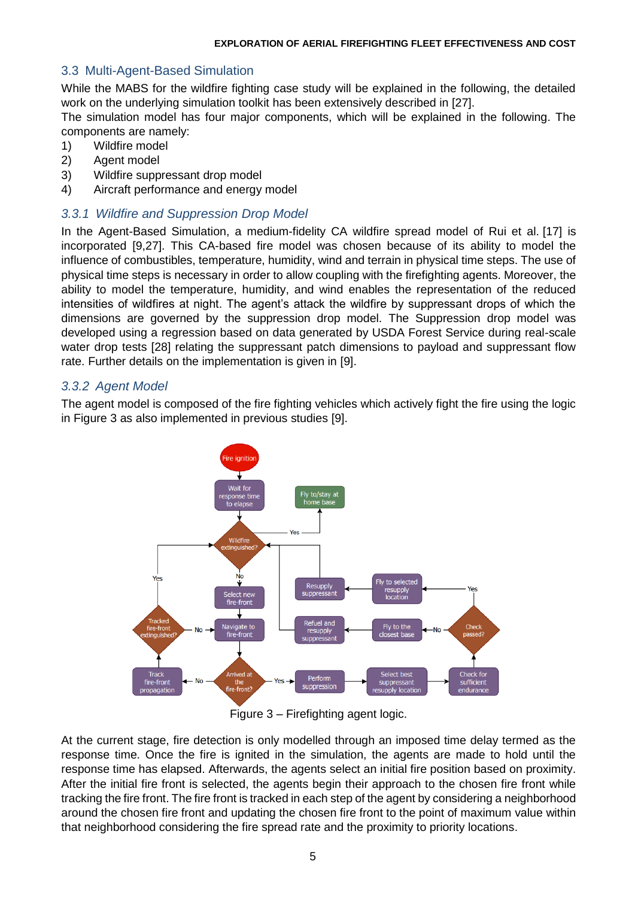## 3.3 Multi-Agent-Based Simulation

While the MABS for the wildfire fighting case study will be explained in the following, the detailed work on the underlying simulation toolkit has been extensively described in [27].
The simulation model has four major components, which will be explained in the following. The components are namely:

1) Wildfire model
2) Agent model
3) Wildfire suppressant drop model
4) Aircraft performance and energy model

### *3.3.1 Wildfire and Suppression Drop Model*

In the Agent-Based Simulation, a medium-fidelity CA wildfire spread model of Rui et al. [17] is incorporated [9,27]. This CA-based fire model was chosen because of its ability to model the influence of combustibles, temperature, humidity, wind and terrain in physical time steps. The use of physical time steps is necessary in order to allow coupling with the firefighting agents. Moreover, the ability to model the temperature, humidity, and wind enables the representation of the reduced intensities of wildfires at night. The agent's attack the wildfire by suppressant drops of which the dimensions are governed by the suppression drop model. The Suppression drop model was developed using a regression based on data generated by USDA Forest Service during real-scale water drop tests [28] relating the suppressant patch dimensions to payload and suppressant flow rate. Further details on the implementation is given in [9].

### *3.3.2 Agent Model*

The agent model is composed of the fire fighting vehicles which actively fight the fire using the logic in Figure 3 as also implemented in previous studies [9].

Figure 3 – Firefighting agent logic.

At the current stage, fire detection is only modelled through an imposed time delay termed as the response time. Once the fire is ignited in the simulation, the agents are made to hold until the response time has elapsed. Afterwards, the agents select an initial fire position based on proximity. After the initial fire front is selected, the agents begin their approach to the chosen fire front while tracking the fire front. The fire front is tracked in each step of the agent by considering a neighborhood around the chosen fire front and updating the chosen fire front to the point of maximum value within that neighborhood considering the fire spread rate and the proximity to priority locations.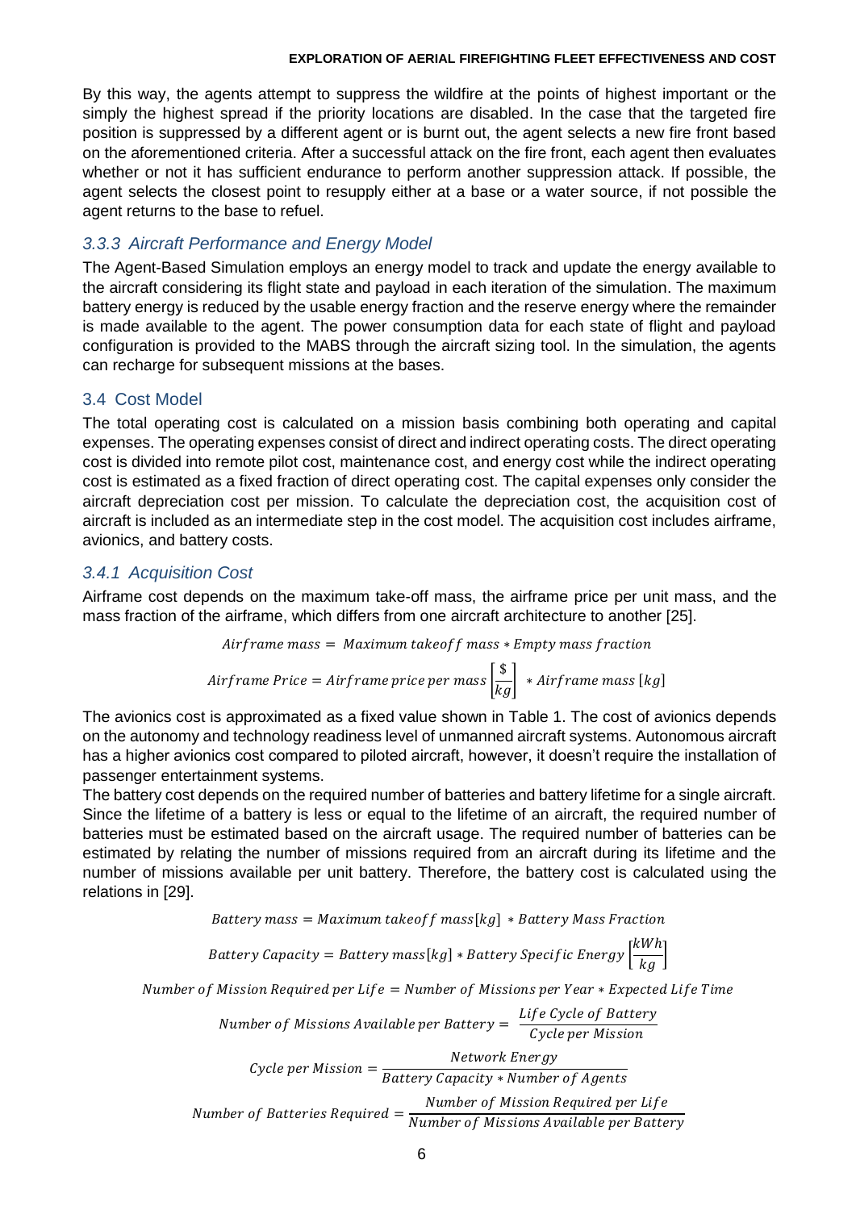By this way, the agents attempt to suppress the wildfire at the points of highest important or the simply the highest spread if the priority locations are disabled. In the case that the targeted fire position is suppressed by a different agent or is burnt out, the agent selects a new fire front based on the aforementioned criteria. After a successful attack on the fire front, each agent then evaluates whether or not it has sufficient endurance to perform another suppression attack. If possible, the agent selects the closest point to resupply either at a base or a water source, if not possible the agent returns to the base to refuel.

### *3.3.3 Aircraft Performance and Energy Model*

The Agent-Based Simulation employs an energy model to track and update the energy available to the aircraft considering its flight state and payload in each iteration of the simulation. The maximum battery energy is reduced by the usable energy fraction and the reserve energy where the remainder is made available to the agent. The power consumption data for each state of flight and payload configuration is provided to the MABS through the aircraft sizing tool. In the simulation, the agents can recharge for subsequent missions at the bases.

## 3.4 Cost Model

The total operating cost is calculated on a mission basis combining both operating and capital expenses. The operating expenses consist of direct and indirect operating costs. The direct operating cost is divided into remote pilot cost, maintenance cost, and energy cost while the indirect operating cost is estimated as a fixed fraction of direct operating cost. The capital expenses only consider the aircraft depreciation cost per mission. To calculate the depreciation cost, the acquisition cost of aircraft is included as an intermediate step in the cost model. The acquisition cost includes airframe, avionics, and battery costs.

### *3.4.1 Acquisition Cost*

Airframe cost depends on the maximum take-off mass, the airframe price per unit mass, and the mass fraction of the airframe, which differs from one aircraft architecture to another [25].

$$Airframe\ mass = Maximum\ takeoff\ mass * Empty\ mass\ fraction$$

$$Airframe\ Price = Airframe\ price\ per\ mass\left[\frac{\$}{kg}\right] * Airframe\ mass\ [kg]$$

The avionics cost is approximated as a fixed value shown in Table 1. The cost of avionics depends on the autonomy and technology readiness level of unmanned aircraft systems. Autonomous aircraft has a higher avionics cost compared to piloted aircraft, however, it doesn't require the installation of passenger entertainment systems.

The battery cost depends on the required number of batteries and battery lifetime for a single aircraft. Since the lifetime of a battery is less or equal to the lifetime of an aircraft, the required number of batteries must be estimated based on the aircraft usage. The required number of batteries can be estimated by relating the number of missions required from an aircraft during its lifetime and the number of missions available per unit battery. Therefore, the battery cost is calculated using the relations in [29].

$$Battery\ mass = Maximum\ takeoff\ mass[kg] * Battery\ Mass\ Fraction$$

$$Battery\ Capacity = Battery\ mass[kg] * Battery\ Specific\ Energy\left[\frac{kWh}{kg}\right]$$

$$Number\ of\ Mission\ Required\ per\ Life = Number\ of\ Missions\ per\ Year * Expected\ Life\ Time$$

$$Number\ of\ Missions\ Available\ per\ Battery = \frac{Life\ Cycle\ of\ Battery}{Cycle\ per\ Mission}$$

$$Cycle\ per\ Mission = \frac{Network\ Energy}{Battery\ Capacity * Number\ of\ Agents}$$

$$Number\ of\ Batteries\ Required = \frac{Number\ of\ Mission\ Required\ per\ Life}{Number\ of\ Missions\ Available\ per\ Battery}$$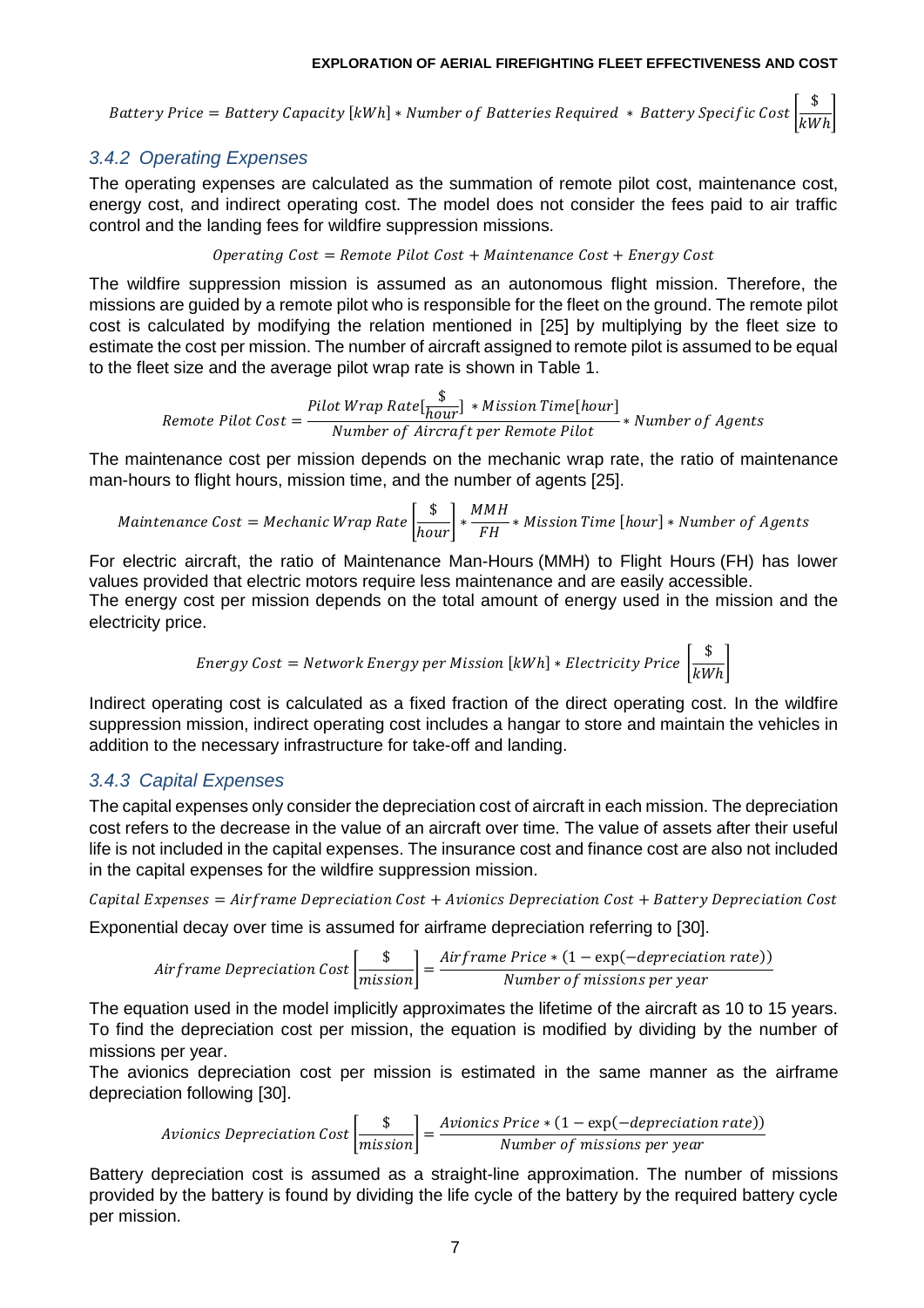$$Battery\ Price = Battery\ Capacity\ [kWh] * Number\ of\ Batteries\ Required\ *\ Battery\ Specific\ Cost\left[\frac{\$}{kWh}\right]$$

### 3.4.2 Operating Expenses

The operating expenses are calculated as the summation of remote pilot cost, maintenance cost, energy cost, and indirect operating cost. The model does not consider the fees paid to air traffic control and the landing fees for wildfire suppression missions.

$$Operating\ Cost = Remote\ Pilot\ Cost + Maintenance\ Cost + Energy\ Cost$$

The wildfire suppression mission is assumed as an autonomous flight mission. Therefore, the missions are guided by a remote pilot who is responsible for the fleet on the ground. The remote pilot cost is calculated by modifying the relation mentioned in [25] by multiplying by the fleet size to estimate the cost per mission. The number of aircraft assigned to remote pilot is assumed to be equal to the fleet size and the average pilot wrap rate is shown in Table 1.

$$Remote\ Pilot\ Cost = \frac{Pilot\ Wrap\ Rate[\frac{\$}{hour}]\ * Mission\ Time[hour]}{Number\ of\ Aircraft\ per\ Remote\ Pilot} * Number\ of\ Agents$$

The maintenance cost per mission depends on the mechanic wrap rate, the ratio of maintenance man-hours to flight hours, mission time, and the number of agents [25].

$$Maintenance\ Cost = Mechanic\ Wrap\ Rate\left[\frac{\$}{hour}\right] * \frac{MMH}{FH} * Mission\ Time\ [hour] * Number\ of\ Agents$$

For electric aircraft, the ratio of Maintenance Man-Hours (MMH) to Flight Hours (FH) has lower values provided that electric motors require less maintenance and are easily accessible.

The energy cost per mission depends on the total amount of energy used in the mission and the electricity price.

$$Energy\ Cost = Network\ Energy\ per\ Mission\ [kWh] * Electricity\ Price\ \left[\frac{\$}{kWh}\right]$$

Indirect operating cost is calculated as a fixed fraction of the direct operating cost. In the wildfire suppression mission, indirect operating cost includes a hangar to store and maintain the vehicles in addition to the necessary infrastructure for take-off and landing.

### 3.4.3 Capital Expenses

The capital expenses only consider the depreciation cost of aircraft in each mission. The depreciation cost refers to the decrease in the value of an aircraft over time. The value of assets after their useful life is not included in the capital expenses. The insurance cost and finance cost are also not included in the capital expenses for the wildfire suppression mission.

$$Capital\ Expenses = Airframe\ Depreciation\ Cost + Avionics\ Depreciation\ Cost + Battery\ Depreciation\ Cost$$

Exponential decay over time is assumed for airframe depreciation referring to [30].

$$Airframe\ Depreciation\ Cost\left[\frac{\$}{mission}\right] = \frac{Airframe\ Price * (1 - \exp(-depreciation\ rate))}{Number\ of\ missions\ per\ year}$$

The equation used in the model implicitly approximates the lifetime of the aircraft as 10 to 15 years. To find the depreciation cost per mission, the equation is modified by dividing by the number of missions per year.

The avionics depreciation cost per mission is estimated in the same manner as the airframe depreciation following [30].

$$Avionics\ Depreciation\ Cost\left[\frac{\$}{mission}\right] = \frac{Avionics\ Price * (1 - \exp(-depreciation\ rate))}{Number\ of\ missions\ per\ year}$$

Battery depreciation cost is assumed as a straight-line approximation. The number of missions provided by the battery is found by dividing the life cycle of the battery by the required battery cycle per mission.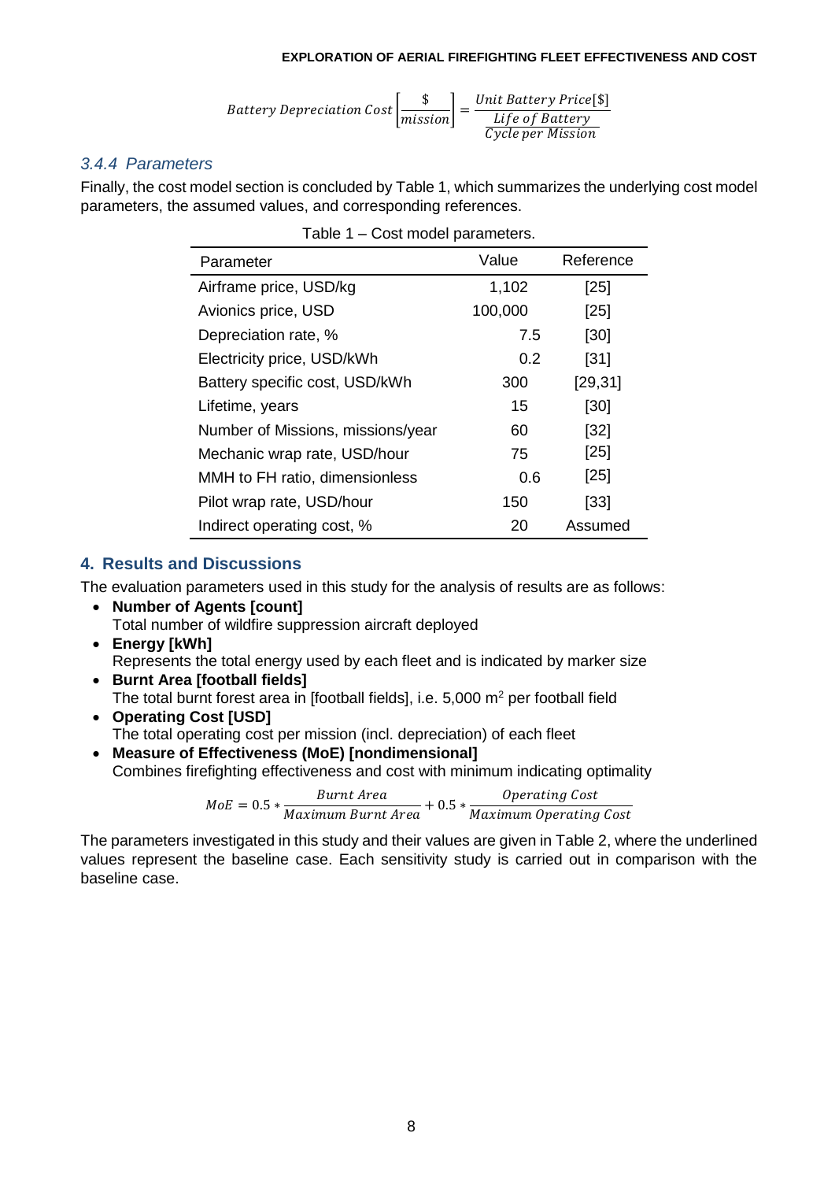$$Battery\ Depreciation\ Cost\left[\frac{\$}{mission}\right] = \frac{Unit\ Battery\ Price[\$]}{\frac{Life\ of\ Battery}{Cycle\ per\ Mission}}$$

### 3.4.4 Parameters

Finally, the cost model section is concluded by Table 1, which summarizes the underlying cost model parameters, the assumed values, and corresponding references.

Table 1 – Cost model parameters.

| Parameter | Value | Reference |
|---|---|---|
| Airframe price, USD/kg | 1,102 | [25] |
| Avionics price, USD | 100,000 | [25] |
| Depreciation rate, % | 7.5 | [30] |
| Electricity price, USD/kWh | 0.2 | [31] |
| Battery specific cost, USD/kWh | 300 | [29,31] |
| Lifetime, years | 15 | [30] |
| Number of Missions, missions/year | 60 | [32] |
| Mechanic wrap rate, USD/hour | 75 | [25] |
| MMH to FH ratio, dimensionless | 0.6 | [25] |
| Pilot wrap rate, USD/hour | 150 | [33] |
| Indirect operating cost, % | 20 | Assumed |

## 4. Results and Discussions

The evaluation parameters used in this study for the analysis of results are as follows:

- **Number of Agents [count]**
  Total number of wildfire suppression aircraft deployed
- **Energy [kWh]**
  Represents the total energy used by each fleet and is indicated by marker size
- **Burnt Area [football fields]**
  The total burnt forest area in [football fields], i.e. 5,000 $m^2$ per football field
- **Operating Cost [USD]**
  The total operating cost per mission (incl. depreciation) of each fleet
- **Measure of Effectiveness (MoE) [nondimensional]**
  Combines firefighting effectiveness and cost with minimum indicating optimality

$$MoE = 0.5 * \frac{Burnt\ Area}{Maximum\ Burnt\ Area} + 0.5 * \frac{Operating\ Cost}{Maximum\ Operating\ Cost}$$

The parameters investigated in this study and their values are given in Table 2, where the underlined values represent the baseline case. Each sensitivity study is carried out in comparison with the baseline case.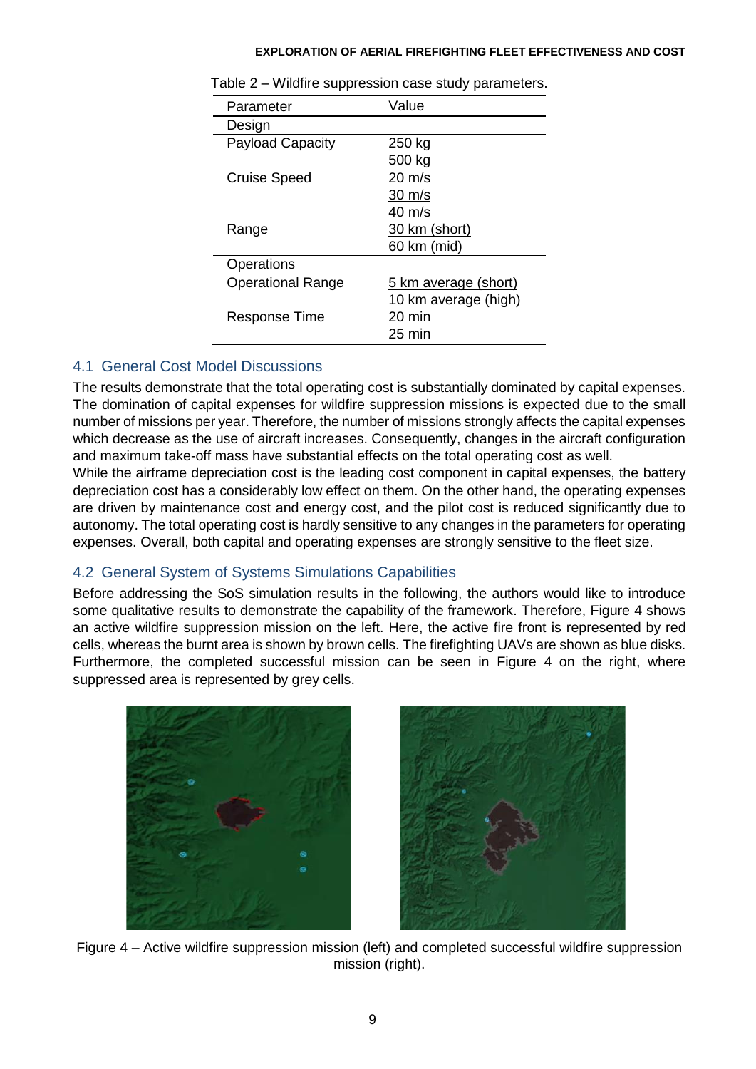Table 2 – Wildfire suppression case study parameters.

| Parameter | Value |
|---|---|
| Design | |
| Payload Capacity | <u>250 kg</u> |
| | 500 kg |
| Cruise Speed | 20 m/s |
| | <u>30 m/s</u> |
| | 40 m/s |
| Range | <u>30 km (short)</u> |
| | 60 km (mid) |
| Operations | |
| Operational Range | <u>5 km average (short)</u> |
| | 10 km average (high) |
| Response Time | <u>20 min</u> |
| | 25 min |

## 4.1 General Cost Model Discussions

The results demonstrate that the total operating cost is substantially dominated by capital expenses. The domination of capital expenses for wildfire suppression missions is expected due to the small number of missions per year. Therefore, the number of missions strongly affects the capital expenses which decrease as the use of aircraft increases. Consequently, changes in the aircraft configuration and maximum take-off mass have substantial effects on the total operating cost as well.

While the airframe depreciation cost is the leading cost component in capital expenses, the battery depreciation cost has a considerably low effect on them. On the other hand, the operating expenses are driven by maintenance cost and energy cost, and the pilot cost is reduced significantly due to autonomy. The total operating cost is hardly sensitive to any changes in the parameters for operating expenses. Overall, both capital and operating expenses are strongly sensitive to the fleet size.

## 4.2 General System of Systems Simulations Capabilities

Before addressing the SoS simulation results in the following, the authors would like to introduce some qualitative results to demonstrate the capability of the framework. Therefore, Figure 4 shows an active wildfire suppression mission on the left. Here, the active fire front is represented by red cells, whereas the burnt area is shown by brown cells. The firefighting UAVs are shown as blue disks. Furthermore, the completed successful mission can be seen in Figure 4 on the right, where suppressed area is represented by grey cells.

Figure 4 – Active wildfire suppression mission (left) and completed successful wildfire suppression mission (right).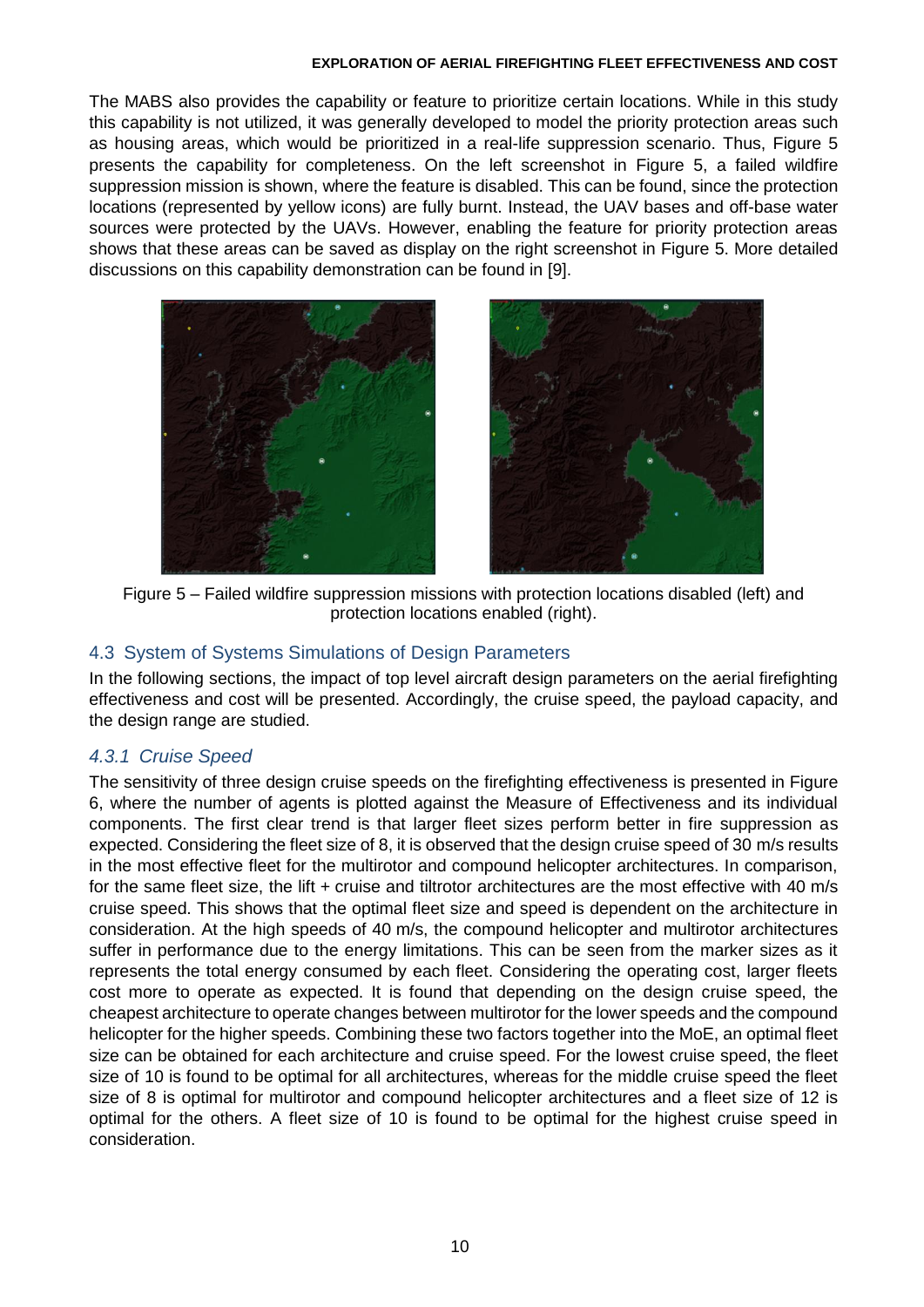The MABS also provides the capability or feature to prioritize certain locations. While in this study this capability is not utilized, it was generally developed to model the priority protection areas such as housing areas, which would be prioritized in a real-life suppression scenario. Thus, Figure 5 presents the capability for completeness. On the left screenshot in Figure 5, a failed wildfire suppression mission is shown, where the feature is disabled. This can be found, since the protection locations (represented by yellow icons) are fully burnt. Instead, the UAV bases and off-base water sources were protected by the UAVs. However, enabling the feature for priority protection areas shows that these areas can be saved as display on the right screenshot in Figure 5. More detailed discussions on this capability demonstration can be found in [9].

Figure 5 – Failed wildfire suppression missions with protection locations disabled (left) and protection locations enabled (right).

## 4.3 System of Systems Simulations of Design Parameters

In the following sections, the impact of top level aircraft design parameters on the aerial firefighting effectiveness and cost will be presented. Accordingly, the cruise speed, the payload capacity, and the design range are studied.

### *4.3.1 Cruise Speed*

The sensitivity of three design cruise speeds on the firefighting effectiveness is presented in Figure 6, where the number of agents is plotted against the Measure of Effectiveness and its individual components. The first clear trend is that larger fleet sizes perform better in fire suppression as expected. Considering the fleet size of 8, it is observed that the design cruise speed of 30 m/s results in the most effective fleet for the multirotor and compound helicopter architectures. In comparison, for the same fleet size, the lift + cruise and tiltrotor architectures are the most effective with 40 m/s cruise speed. This shows that the optimal fleet size and speed is dependent on the architecture in consideration. At the high speeds of 40 m/s, the compound helicopter and multirotor architectures suffer in performance due to the energy limitations. This can be seen from the marker sizes as it represents the total energy consumed by each fleet. Considering the operating cost, larger fleets cost more to operate as expected. It is found that depending on the design cruise speed, the cheapest architecture to operate changes between multirotor for the lower speeds and the compound helicopter for the higher speeds. Combining these two factors together into the MoE, an optimal fleet size can be obtained for each architecture and cruise speed. For the lowest cruise speed, the fleet size of 10 is found to be optimal for all architectures, whereas for the middle cruise speed the fleet size of 8 is optimal for multirotor and compound helicopter architectures and a fleet size of 12 is optimal for the others. A fleet size of 10 is found to be optimal for the highest cruise speed in consideration.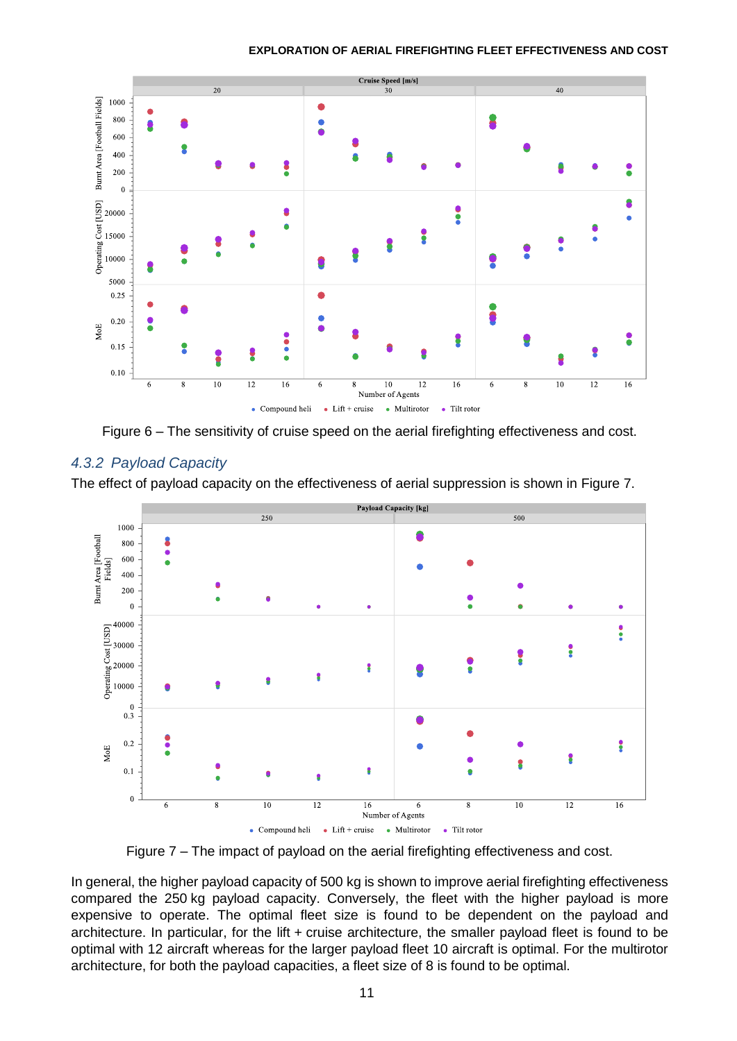Figure 6 – The sensitivity of cruise speed on the aerial firefighting effectiveness and cost.

### 4.3.2 *Payload Capacity*

The effect of payload capacity on the effectiveness of aerial suppression is shown in Figure 7.

Figure 7 – The impact of payload on the aerial firefighting effectiveness and cost.

In general, the higher payload capacity of 500 kg is shown to improve aerial firefighting effectiveness compared the 250 kg payload capacity. Conversely, the fleet with the higher payload is more expensive to operate. The optimal fleet size is found to be dependent on the payload and architecture. In particular, for the lift + cruise architecture, the smaller payload fleet is found to be optimal with 12 aircraft whereas for the larger payload fleet 10 aircraft is optimal. For the multirotor architecture, for both the payload capacities, a fleet size of 8 is found to be optimal.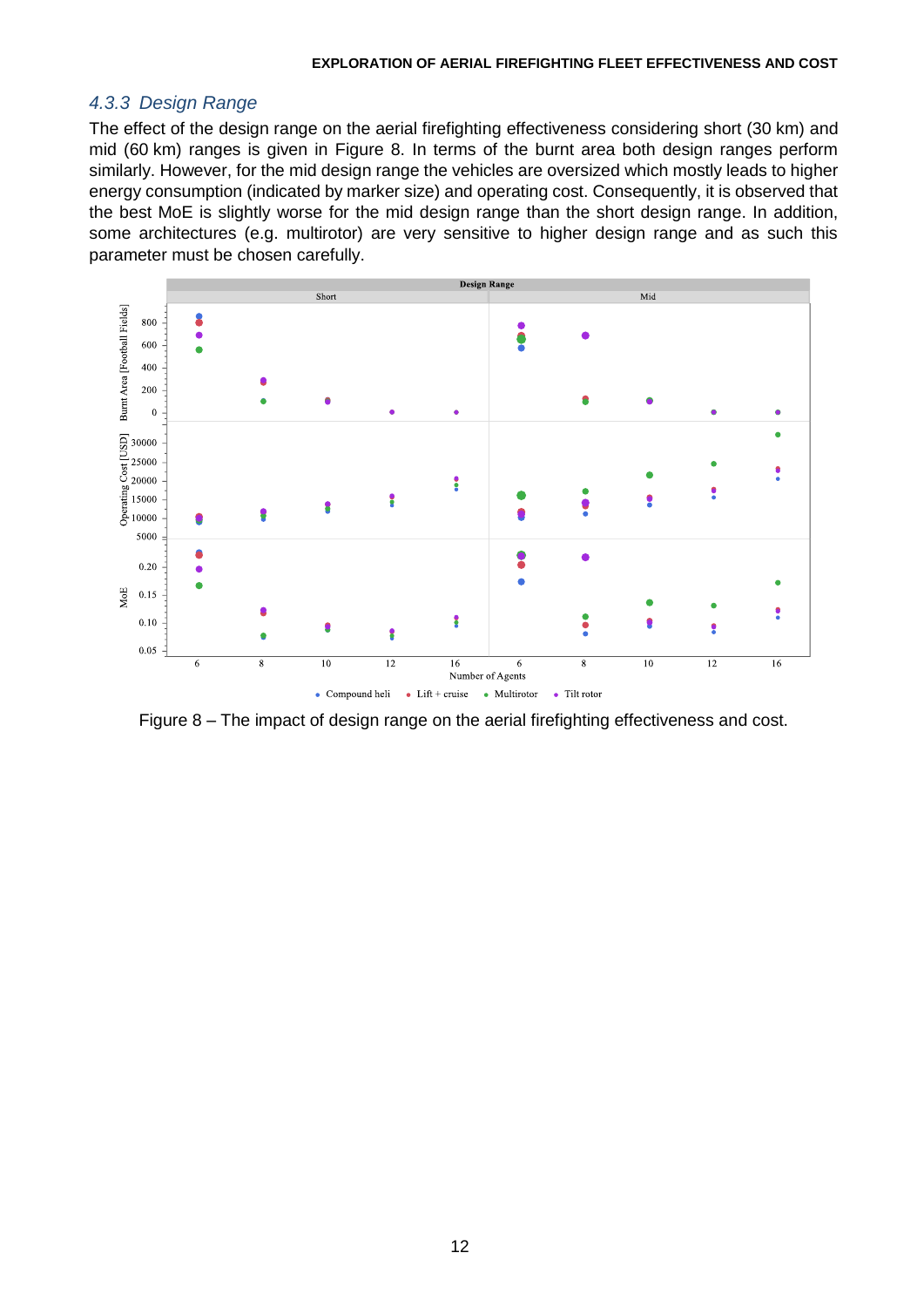### 4.3.3 Design Range

The effect of the design range on the aerial firefighting effectiveness considering short (30 km) and mid (60 km) ranges is given in Figure 8. In terms of the burnt area both design ranges perform similarly. However, for the mid design range the vehicles are oversized which mostly leads to higher energy consumption (indicated by marker size) and operating cost. Consequently, it is observed that the best MoE is slightly worse for the mid design range than the short design range. In addition, some architectures (e.g. multirotor) are very sensitive to higher design range and as such this parameter must be chosen carefully.

Figure 8 – The impact of design range on the aerial firefighting effectiveness and cost.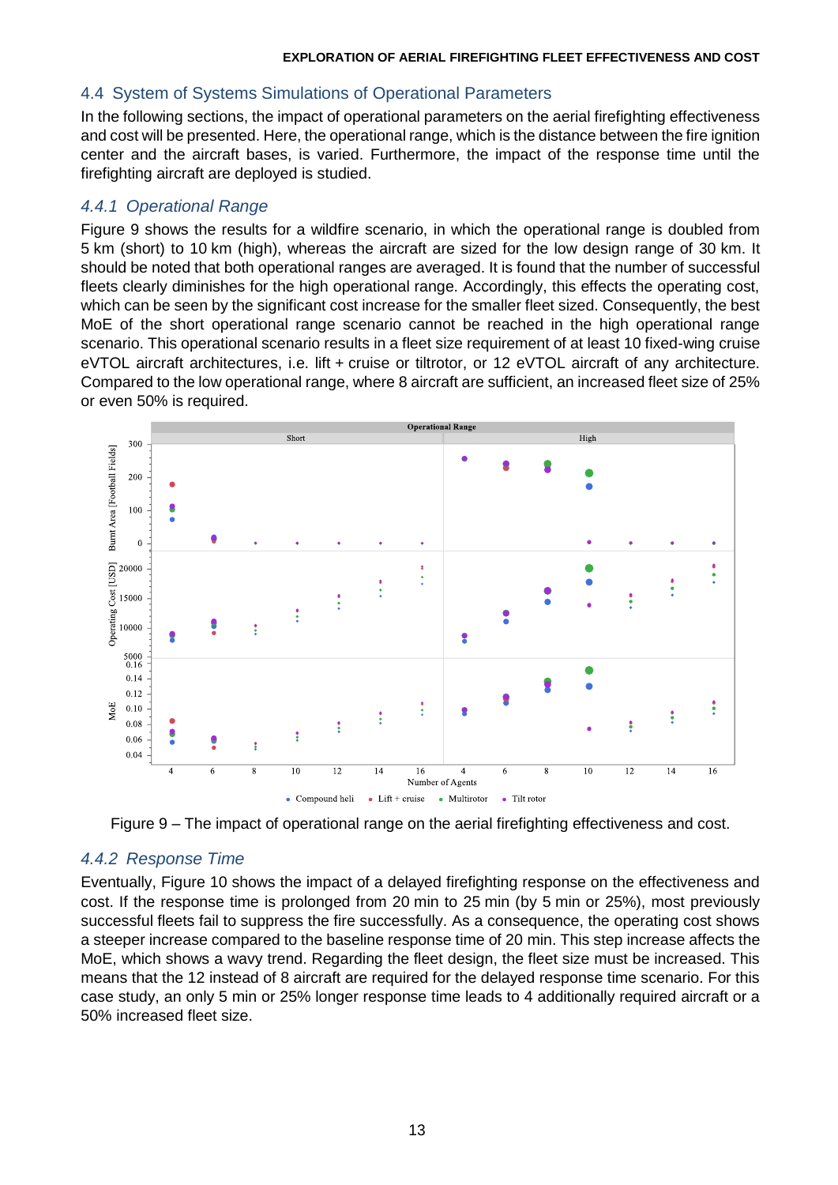## 4.4 System of Systems Simulations of Operational Parameters

In the following sections, the impact of operational parameters on the aerial firefighting effectiveness and cost will be presented. Here, the operational range, which is the distance between the fire ignition center and the aircraft bases, is varied. Furthermore, the impact of the response time until the firefighting aircraft are deployed is studied.

### *4.4.1 Operational Range*

Figure 9 shows the results for a wildfire scenario, in which the operational range is doubled from 5 km (short) to 10 km (high), whereas the aircraft are sized for the low design range of 30 km. It should be noted that both operational ranges are averaged. It is found that the number of successful fleets clearly diminishes for the high operational range. Accordingly, this effects the operating cost, which can be seen by the significant cost increase for the smaller fleet sized. Consequently, the best MoE of the short operational range scenario cannot be reached in the high operational range scenario. This operational scenario results in a fleet size requirement of at least 10 fixed-wing cruise eVTOL aircraft architectures, i.e. lift + cruise or tiltrotor, or 12 eVTOL aircraft of any architecture. Compared to the low operational range, where 8 aircraft are sufficient, an increased fleet size of 25% or even 50% is required.

Figure 9 – The impact of operational range on the aerial firefighting effectiveness and cost.

### *4.4.2 Response Time*

Eventually, Figure 10 shows the impact of a delayed firefighting response on the effectiveness and cost. If the response time is prolonged from 20 min to 25 min (by 5 min or 25%), most previously successful fleets fail to suppress the fire successfully. As a consequence, the operating cost shows a steeper increase compared to the baseline response time of 20 min. This step increase affects the MoE, which shows a wavy trend. Regarding the fleet design, the fleet size must be increased. This means that the 12 instead of 8 aircraft are required for the delayed response time scenario. For this case study, an only 5 min or 25% longer response time leads to 4 additionally required aircraft or a 50% increased fleet size.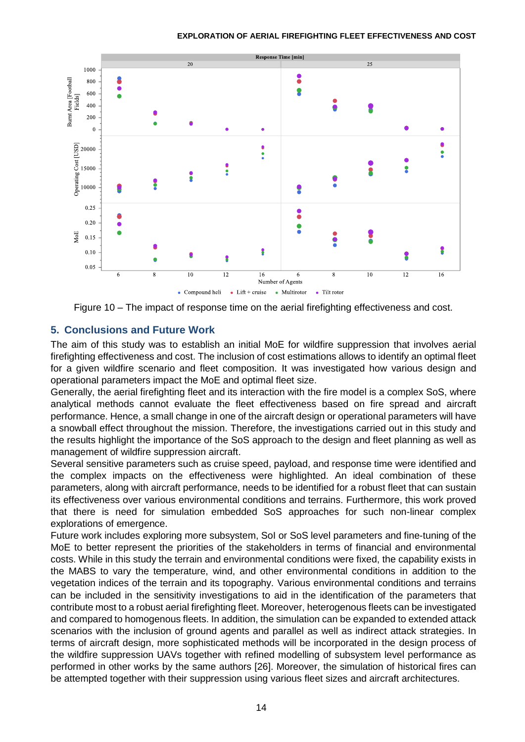Figure 10 – The impact of response time on the aerial firefighting effectiveness and cost.

## 5. Conclusions and Future Work

The aim of this study was to establish an initial MoE for wildfire suppression that involves aerial firefighting effectiveness and cost. The inclusion of cost estimations allows to identify an optimal fleet for a given wildfire scenario and fleet composition. It was investigated how various design and operational parameters impact the MoE and optimal fleet size.

Generally, the aerial firefighting fleet and its interaction with the fire model is a complex SoS, where analytical methods cannot evaluate the fleet effectiveness based on fire spread and aircraft performance. Hence, a small change in one of the aircraft design or operational parameters will have a snowball effect throughout the mission. Therefore, the investigations carried out in this study and the results highlight the importance of the SoS approach to the design and fleet planning as well as management of wildfire suppression aircraft.

Several sensitive parameters such as cruise speed, payload, and response time were identified and the complex impacts on the effectiveness were highlighted. An ideal combination of these parameters, along with aircraft performance, needs to be identified for a robust fleet that can sustain its effectiveness over various environmental conditions and terrains. Furthermore, this work proved that there is need for simulation embedded SoS approaches for such non-linear complex explorations of emergence.

Future work includes exploring more subsystem, SoI or SoS level parameters and fine-tuning of the MoE to better represent the priorities of the stakeholders in terms of financial and environmental costs. While in this study the terrain and environmental conditions were fixed, the capability exists in the MABS to vary the temperature, wind, and other environmental conditions in addition to the vegetation indices of the terrain and its topography. Various environmental conditions and terrains can be included in the sensitivity investigations to aid in the identification of the parameters that contribute most to a robust aerial firefighting fleet. Moreover, heterogenous fleets can be investigated and compared to homogenous fleets. In addition, the simulation can be expanded to extended attack scenarios with the inclusion of ground agents and parallel as well as indirect attack strategies. In terms of aircraft design, more sophisticated methods will be incorporated in the design process of the wildfire suppression UAVs together with refined modelling of subsystem level performance as performed in other works by the same authors [26]. Moreover, the simulation of historical fires can be attempted together with their suppression using various fleet sizes and aircraft architectures.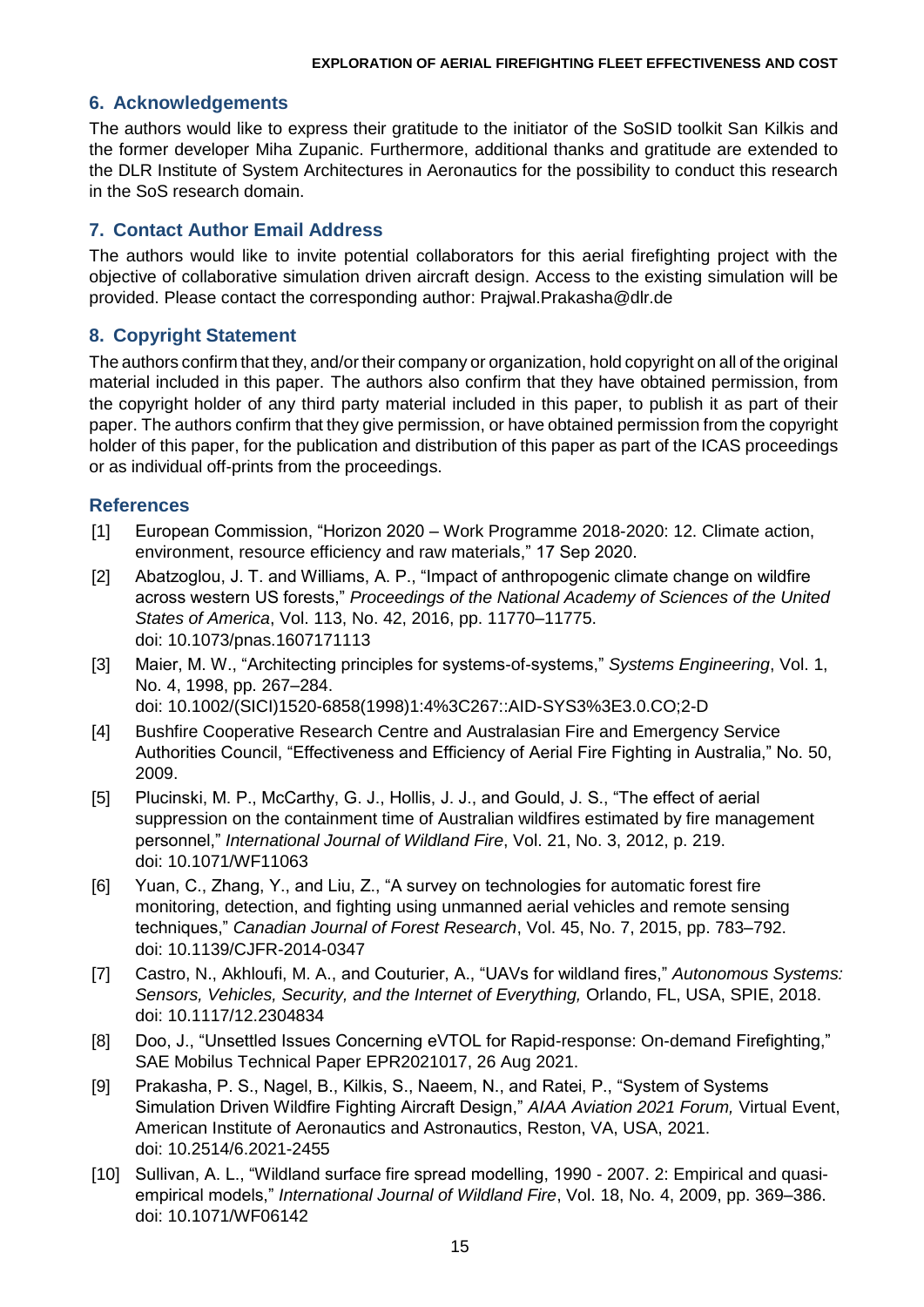## 6. Acknowledgements

The authors would like to express their gratitude to the initiator of the SoSID toolkit San Kilkis and the former developer Miha Zupanic. Furthermore, additional thanks and gratitude are extended to the DLR Institute of System Architectures in Aeronautics for the possibility to conduct this research in the SoS research domain.

## 7. Contact Author Email Address

The authors would like to invite potential collaborators for this aerial firefighting project with the objective of collaborative simulation driven aircraft design. Access to the existing simulation will be provided. Please contact the corresponding author: Prajwal.Prakasha@dlr.de

## 8. Copyright Statement

The authors confirm that they, and/or their company or organization, hold copyright on all of the original material included in this paper. The authors also confirm that they have obtained permission, from the copyright holder of any third party material included in this paper, to publish it as part of their paper. The authors confirm that they give permission, or have obtained permission from the copyright holder of this paper, for the publication and distribution of this paper as part of the ICAS proceedings or as individual off-prints from the proceedings.

## References

[1] European Commission, "Horizon 2020 – Work Programme 2018-2020: 12. Climate action, environment, resource efficiency and raw materials," 17 Sep 2020.

[2] Abatzoglou, J. T. and Williams, A. P., "Impact of anthropogenic climate change on wildfire across western US forests," *Proceedings of the National Academy of Sciences of the United States of America*, Vol. 113, No. 42, 2016, pp. 11770–11775. doi: 10.1073/pnas.1607171113

[3] Maier, M. W., "Architecting principles for systems-of-systems," *Systems Engineering*, Vol. 1, No. 4, 1998, pp. 267–284. doi: 10.1002/(SICI)1520-6858(1998)1:4%3C267::AID-SYS3%3E3.0.CO;2-D

[4] Bushfire Cooperative Research Centre and Australasian Fire and Emergency Service Authorities Council, "Effectiveness and Efficiency of Aerial Fire Fighting in Australia," No. 50, 2009.

[5] Plucinski, M. P., McCarthy, G. J., Hollis, J. J., and Gould, J. S., "The effect of aerial suppression on the containment time of Australian wildfires estimated by fire management personnel," *International Journal of Wildland Fire*, Vol. 21, No. 3, 2012, p. 219. doi: 10.1071/WF11063

[6] Yuan, C., Zhang, Y., and Liu, Z., "A survey on technologies for automatic forest fire monitoring, detection, and fighting using unmanned aerial vehicles and remote sensing techniques," *Canadian Journal of Forest Research*, Vol. 45, No. 7, 2015, pp. 783–792. doi: 10.1139/CJFR-2014-0347

[7] Castro, N., Akhloufi, M. A., and Couturier, A., "UAVs for wildland fires," *Autonomous Systems: Sensors, Vehicles, Security, and the Internet of Everything,* Orlando, FL, USA, SPIE, 2018. doi: 10.1117/12.2304834

[8] Doo, J., "Unsettled Issues Concerning eVTOL for Rapid-response: On-demand Firefighting," SAE Mobilus Technical Paper EPR2021017, 26 Aug 2021.

[9] Prakasha, P. S., Nagel, B., Kilkis, S., Naeem, N., and Ratei, P., "System of Systems Simulation Driven Wildfire Fighting Aircraft Design," *AIAA Aviation 2021 Forum,* Virtual Event, American Institute of Aeronautics and Astronautics, Reston, VA, USA, 2021. doi: 10.2514/6.2021-2455

[10] Sullivan, A. L., "Wildland surface fire spread modelling, 1990 - 2007. 2: Empirical and quasi-empirical models," *International Journal of Wildland Fire*, Vol. 18, No. 4, 2009, pp. 369–386. doi: 10.1071/WF06142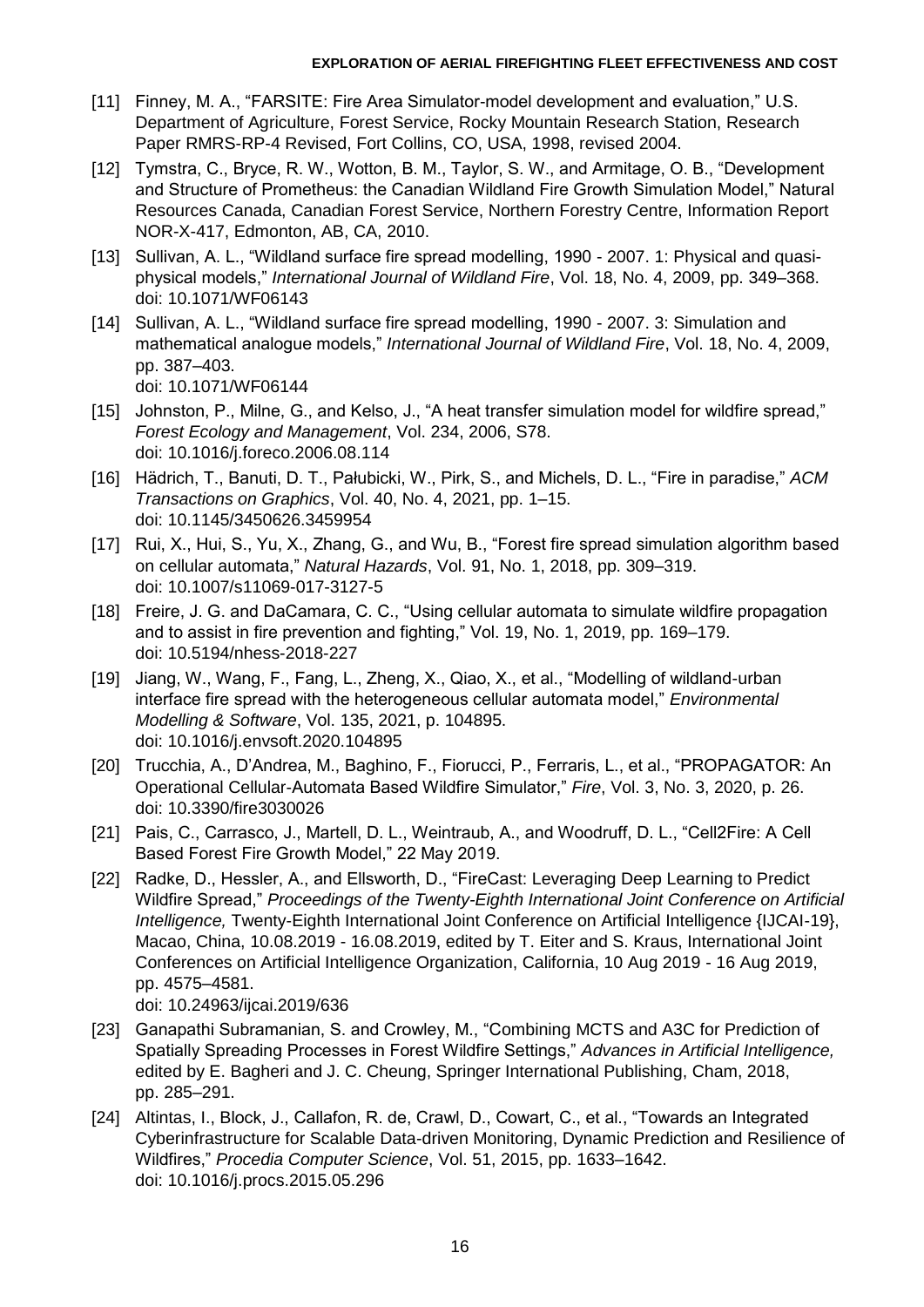[11] Finney, M. A., "FARSITE: Fire Area Simulator-model development and evaluation," U.S. Department of Agriculture, Forest Service, Rocky Mountain Research Station, Research Paper RMRS-RP-4 Revised, Fort Collins, CO, USA, 1998, revised 2004.

[12] Tymstra, C., Bryce, R. W., Wotton, B. M., Taylor, S. W., and Armitage, O. B., "Development and Structure of Prometheus: the Canadian Wildland Fire Growth Simulation Model," Natural Resources Canada, Canadian Forest Service, Northern Forestry Centre, Information Report NOR-X-417, Edmonton, AB, CA, 2010.

[13] Sullivan, A. L., "Wildland surface fire spread modelling, 1990 - 2007. 1: Physical and quasi-physical models," *International Journal of Wildland Fire*, Vol. 18, No. 4, 2009, pp. 349–368. doi: 10.1071/WF06143

[14] Sullivan, A. L., "Wildland surface fire spread modelling, 1990 - 2007. 3: Simulation and mathematical analogue models," *International Journal of Wildland Fire*, Vol. 18, No. 4, 2009, pp. 387–403.
doi: 10.1071/WF06144

[15] Johnston, P., Milne, G., and Kelso, J., "A heat transfer simulation model for wildfire spread," *Forest Ecology and Management*, Vol. 234, 2006, S78.
doi: 10.1016/j.foreco.2006.08.114

[16] Hädrich, T., Banuti, D. T., Pałubicki, W., Pirk, S., and Michels, D. L., "Fire in paradise," *ACM Transactions on Graphics*, Vol. 40, No. 4, 2021, pp. 1–15.
doi: 10.1145/3450626.3459954

[17] Rui, X., Hui, S., Yu, X., Zhang, G., and Wu, B., "Forest fire spread simulation algorithm based on cellular automata," *Natural Hazards*, Vol. 91, No. 1, 2018, pp. 309–319.
doi: 10.1007/s11069-017-3127-5

[18] Freire, J. G. and DaCamara, C. C., "Using cellular automata to simulate wildfire propagation and to assist in fire prevention and fighting," Vol. 19, No. 1, 2019, pp. 169–179.
doi: 10.5194/nhess-2018-227

[19] Jiang, W., Wang, F., Fang, L., Zheng, X., Qiao, X., et al., "Modelling of wildland-urban interface fire spread with the heterogeneous cellular automata model," *Environmental Modelling & Software*, Vol. 135, 2021, p. 104895.
doi: 10.1016/j.envsoft.2020.104895

[20] Trucchia, A., D'Andrea, M., Baghino, F., Fiorucci, P., Ferraris, L., et al., "PROPAGATOR: An Operational Cellular-Automata Based Wildfire Simulator," *Fire*, Vol. 3, No. 3, 2020, p. 26.
doi: 10.3390/fire3030026

[21] Pais, C., Carrasco, J., Martell, D. L., Weintraub, A., and Woodruff, D. L., "Cell2Fire: A Cell Based Forest Fire Growth Model," 22 May 2019.

[22] Radke, D., Hessler, A., and Ellsworth, D., "FireCast: Leveraging Deep Learning to Predict Wildfire Spread," *Proceedings of the Twenty-Eighth International Joint Conference on Artificial Intelligence,* Twenty-Eighth International Joint Conference on Artificial Intelligence {IJCAI-19}, Macao, China, 10.08.2019 - 16.08.2019, edited by T. Eiter and S. Kraus, International Joint Conferences on Artificial Intelligence Organization, California, 10 Aug 2019 - 16 Aug 2019, pp. 4575–4581.
doi: 10.24963/ijcai.2019/636

[23] Ganapathi Subramanian, S. and Crowley, M., "Combining MCTS and A3C for Prediction of Spatially Spreading Processes in Forest Wildfire Settings," *Advances in Artificial Intelligence,* edited by E. Bagheri and J. C. Cheung, Springer International Publishing, Cham, 2018, pp. 285–291.

[24] Altintas, I., Block, J., Callafon, R. de, Crawl, D., Cowart, C., et al., "Towards an Integrated Cyberinfrastructure for Scalable Data-driven Monitoring, Dynamic Prediction and Resilience of Wildfires," *Procedia Computer Science*, Vol. 51, 2015, pp. 1633–1642.
doi: 10.1016/j.procs.2015.05.296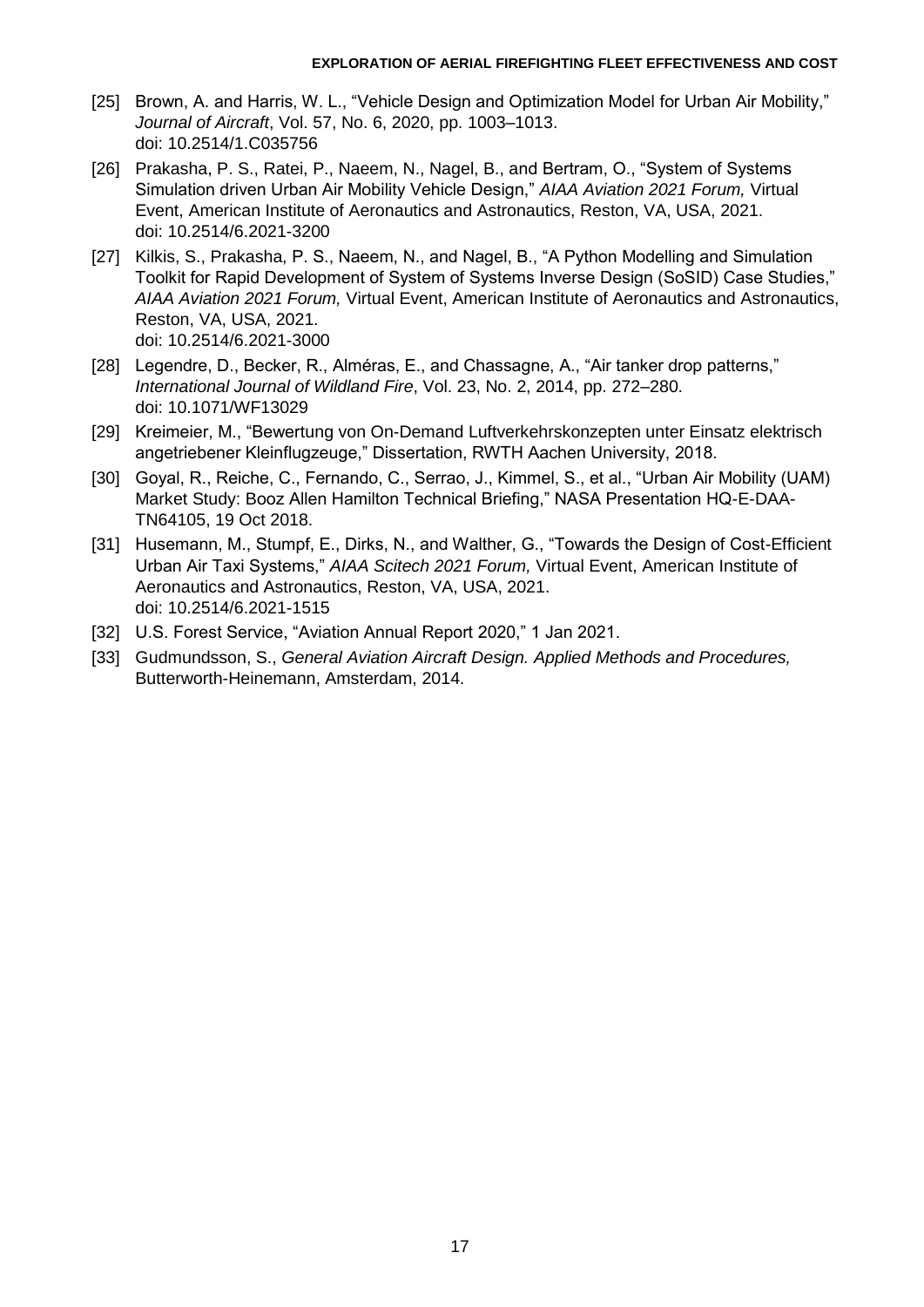[25] Brown, A. and Harris, W. L., "Vehicle Design and Optimization Model for Urban Air Mobility," *Journal of Aircraft*, Vol. 57, No. 6, 2020, pp. 1003–1013. doi: 10.2514/1.C035756

[26] Prakasha, P. S., Ratei, P., Naeem, N., Nagel, B., and Bertram, O., "System of Systems Simulation driven Urban Air Mobility Vehicle Design," *AIAA Aviation 2021 Forum,* Virtual Event, American Institute of Aeronautics and Astronautics, Reston, VA, USA, 2021. doi: 10.2514/6.2021-3200

[27] Kilkis, S., Prakasha, P. S., Naeem, N., and Nagel, B., "A Python Modelling and Simulation Toolkit for Rapid Development of System of Systems Inverse Design (SoSID) Case Studies," *AIAA Aviation 2021 Forum,* Virtual Event, American Institute of Aeronautics and Astronautics, Reston, VA, USA, 2021. doi: 10.2514/6.2021-3000

[28] Legendre, D., Becker, R., Alméras, E., and Chassagne, A., "Air tanker drop patterns," *International Journal of Wildland Fire*, Vol. 23, No. 2, 2014, pp. 272–280. doi: 10.1071/WF13029

[29] Kreimeier, M., "Bewertung von On-Demand Luftverkehrskonzepten unter Einsatz elektrisch angetriebener Kleinflugzeuge," Dissertation, RWTH Aachen University, 2018.

[30] Goyal, R., Reiche, C., Fernando, C., Serrao, J., Kimmel, S., et al., "Urban Air Mobility (UAM) Market Study: Booz Allen Hamilton Technical Briefing," NASA Presentation HQ-E-DAA-TN64105, 19 Oct 2018.

[31] Husemann, M., Stumpf, E., Dirks, N., and Walther, G., "Towards the Design of Cost-Efficient Urban Air Taxi Systems," *AIAA Scitech 2021 Forum,* Virtual Event, American Institute of Aeronautics and Astronautics, Reston, VA, USA, 2021. doi: 10.2514/6.2021-1515

[32] U.S. Forest Service, "Aviation Annual Report 2020," 1 Jan 2021.

[33] Gudmundsson, S., *General Aviation Aircraft Design. Applied Methods and Procedures,* Butterworth-Heinemann, Amsterdam, 2014.